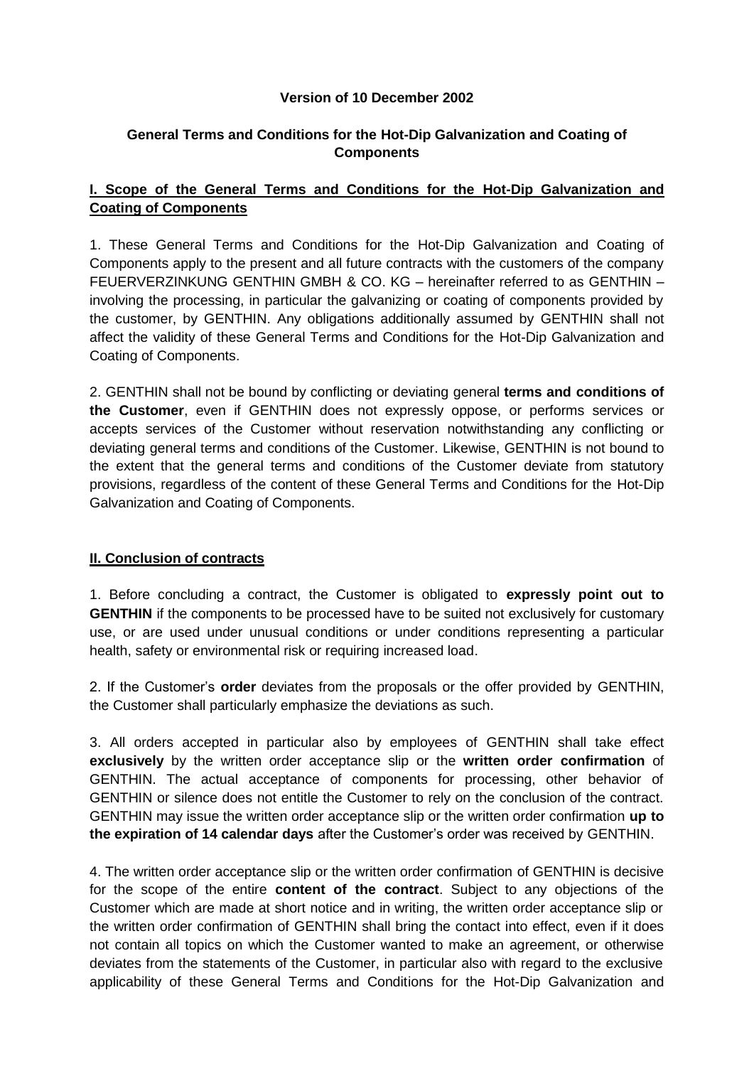**Version of 10 December 2002**

**General Terms and Conditions for the Hot-Dip Galvanization and Coating of Components**

## I. Scope of the General Terms and Conditions for the Hot-Dip Galvanization and Coating of Components

1. These General Terms and Conditions for the Hot-Dip Galvanization and Coating of Components apply to the present and all future contracts with the customers of the company FEUERVERZINKUNG GENTHIN GMBH & CO. KG – hereinafter referred to as GENTHIN – involving the processing, in particular the galvanizing or coating of components provided by the customer, by GENTHIN. Any obligations additionally assumed by GENTHIN shall not affect the validity of these General Terms and Conditions for the Hot-Dip Galvanization and Coating of Components.

2. GENTHIN shall not be bound by conflicting or deviating general **terms and conditions of the Customer**, even if GENTHIN does not expressly oppose, or performs services or accepts services of the Customer without reservation notwithstanding any conflicting or deviating general terms and conditions of the Customer. Likewise, GENTHIN is not bound to the extent that the general terms and conditions of the Customer deviate from statutory provisions, regardless of the content of these General Terms and Conditions for the Hot-Dip Galvanization and Coating of Components.

## II. Conclusion of contracts

1. Before concluding a contract, the Customer is obligated to **expressly point out to GENTHIN** if the components to be processed have to be suited not exclusively for customary use, or are used under unusual conditions or under conditions representing a particular health, safety or environmental risk or requiring increased load.

2. If the Customer's **order** deviates from the proposals or the offer provided by GENTHIN, the Customer shall particularly emphasize the deviations as such.

3. All orders accepted in particular also by employees of GENTHIN shall take effect **exclusively** by the written order acceptance slip or the **written order confirmation** of GENTHIN. The actual acceptance of components for processing, other behavior of GENTHIN or silence does not entitle the Customer to rely on the conclusion of the contract. GENTHIN may issue the written order acceptance slip or the written order confirmation **up to the expiration of 14 calendar days** after the Customer's order was received by GENTHIN.

4. The written order acceptance slip or the written order confirmation of GENTHIN is decisive for the scope of the entire **content of the contract**. Subject to any objections of the Customer which are made at short notice and in writing, the written order acceptance slip or the written order confirmation of GENTHIN shall bring the contact into effect, even if it does not contain all topics on which the Customer wanted to make an agreement, or otherwise deviates from the statements of the Customer, in particular also with regard to the exclusive applicability of these General Terms and Conditions for the Hot-Dip Galvanization and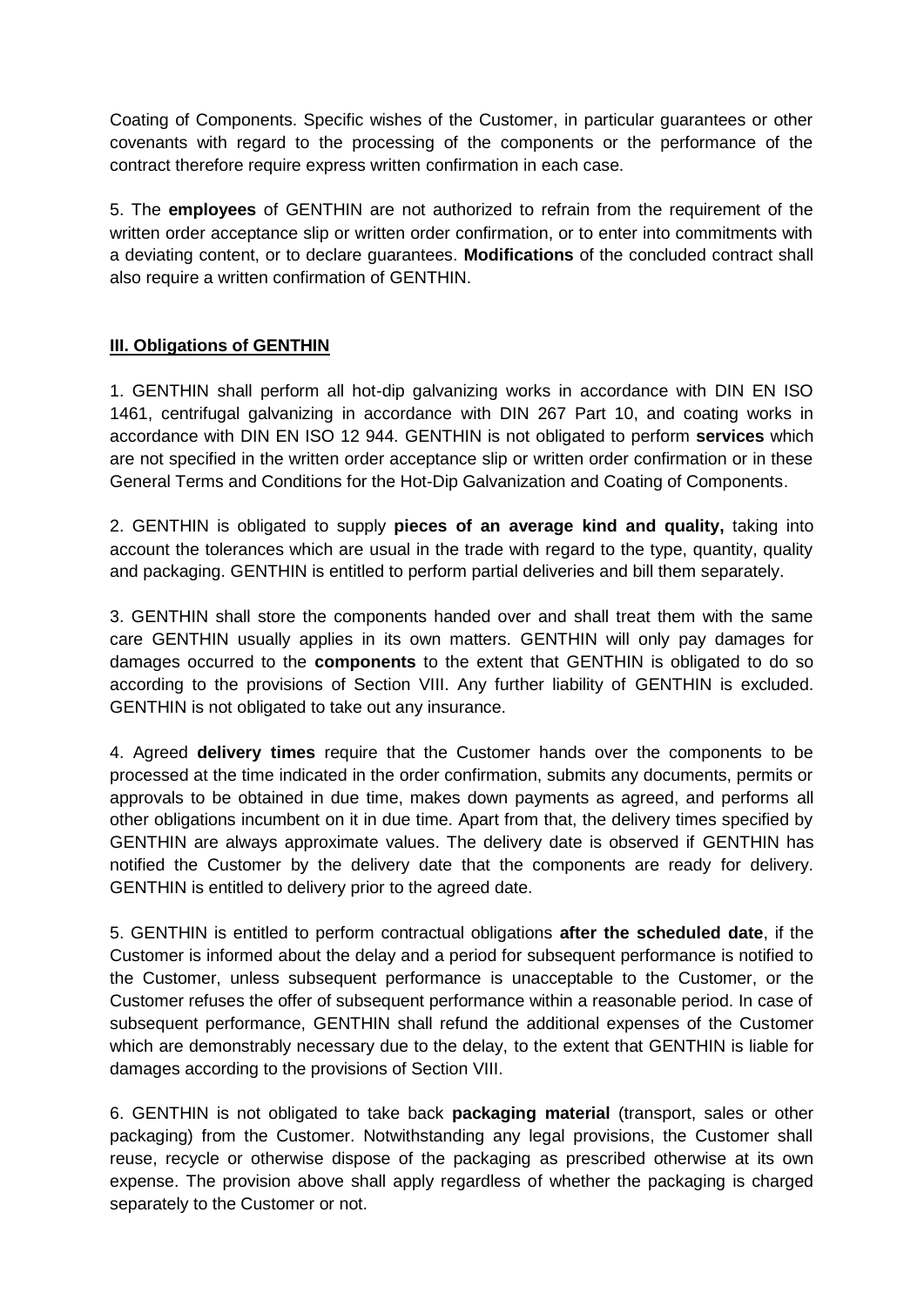Coating of Components. Specific wishes of the Customer, in particular guarantees or other covenants with regard to the processing of the components or the performance of the contract therefore require express written confirmation in each case.

5. The **employees** of GENTHIN are not authorized to refrain from the requirement of the written order acceptance slip or written order confirmation, or to enter into commitments with a deviating content, or to declare guarantees. **Modifications** of the concluded contract shall also require a written confirmation of GENTHIN.

## III. Obligations of GENTHIN

1. GENTHIN shall perform all hot-dip galvanizing works in accordance with DIN EN ISO 1461, centrifugal galvanizing in accordance with DIN 267 Part 10, and coating works in accordance with DIN EN ISO 12 944. GENTHIN is not obligated to perform **services** which are not specified in the written order acceptance slip or written order confirmation or in these General Terms and Conditions for the Hot-Dip Galvanization and Coating of Components.

2. GENTHIN is obligated to supply **pieces of an average kind and quality,** taking into account the tolerances which are usual in the trade with regard to the type, quantity, quality and packaging. GENTHIN is entitled to perform partial deliveries and bill them separately.

3. GENTHIN shall store the components handed over and shall treat them with the same care GENTHIN usually applies in its own matters. GENTHIN will only pay damages for damages occurred to the **components** to the extent that GENTHIN is obligated to do so according to the provisions of Section VIII. Any further liability of GENTHIN is excluded. GENTHIN is not obligated to take out any insurance.

4. Agreed **delivery times** require that the Customer hands over the components to be processed at the time indicated in the order confirmation, submits any documents, permits or approvals to be obtained in due time, makes down payments as agreed, and performs all other obligations incumbent on it in due time. Apart from that, the delivery times specified by GENTHIN are always approximate values. The delivery date is observed if GENTHIN has notified the Customer by the delivery date that the components are ready for delivery. GENTHIN is entitled to delivery prior to the agreed date.

5. GENTHIN is entitled to perform contractual obligations **after the scheduled date**, if the Customer is informed about the delay and a period for subsequent performance is notified to the Customer, unless subsequent performance is unacceptable to the Customer, or the Customer refuses the offer of subsequent performance within a reasonable period. In case of subsequent performance, GENTHIN shall refund the additional expenses of the Customer which are demonstrably necessary due to the delay, to the extent that GENTHIN is liable for damages according to the provisions of Section VIII.

6. GENTHIN is not obligated to take back **packaging material** (transport, sales or other packaging) from the Customer. Notwithstanding any legal provisions, the Customer shall reuse, recycle or otherwise dispose of the packaging as prescribed otherwise at its own expense. The provision above shall apply regardless of whether the packaging is charged separately to the Customer or not.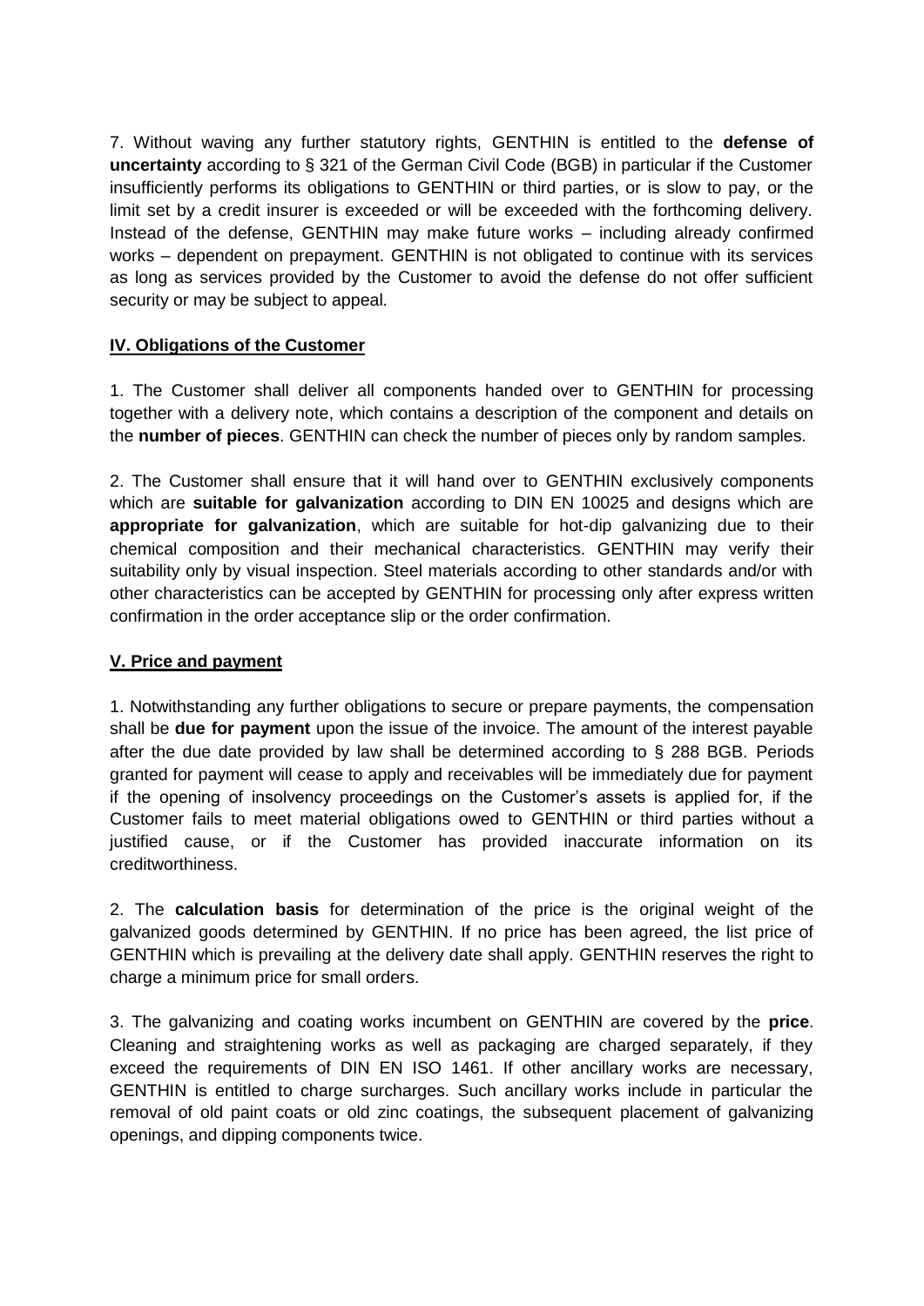7. Without waving any further statutory rights, GENTHIN is entitled to the **defense of uncertainty** according to § 321 of the German Civil Code (BGB) in particular if the Customer insufficiently performs its obligations to GENTHIN or third parties, or is slow to pay, or the limit set by a credit insurer is exceeded or will be exceeded with the forthcoming delivery. Instead of the defense, GENTHIN may make future works – including already confirmed works – dependent on prepayment. GENTHIN is not obligated to continue with its services as long as services provided by the Customer to avoid the defense do not offer sufficient security or may be subject to appeal.

## IV. Obligations of the Customer

1. The Customer shall deliver all components handed over to GENTHIN for processing together with a delivery note, which contains a description of the component and details on the **number of pieces**. GENTHIN can check the number of pieces only by random samples.

2. The Customer shall ensure that it will hand over to GENTHIN exclusively components which are **suitable for galvanization** according to DIN EN 10025 and designs which are **appropriate for galvanization**, which are suitable for hot-dip galvanizing due to their chemical composition and their mechanical characteristics. GENTHIN may verify their suitability only by visual inspection. Steel materials according to other standards and/or with other characteristics can be accepted by GENTHIN for processing only after express written confirmation in the order acceptance slip or the order confirmation.

## V. Price and payment

1. Notwithstanding any further obligations to secure or prepare payments, the compensation shall be **due for payment** upon the issue of the invoice. The amount of the interest payable after the due date provided by law shall be determined according to § 288 BGB. Periods granted for payment will cease to apply and receivables will be immediately due for payment if the opening of insolvency proceedings on the Customer's assets is applied for, if the Customer fails to meet material obligations owed to GENTHIN or third parties without a justified cause, or if the Customer has provided inaccurate information on its creditworthiness.

2. The **calculation basis** for determination of the price is the original weight of the galvanized goods determined by GENTHIN. If no price has been agreed, the list price of GENTHIN which is prevailing at the delivery date shall apply. GENTHIN reserves the right to charge a minimum price for small orders.

3. The galvanizing and coating works incumbent on GENTHIN are covered by the **price**. Cleaning and straightening works as well as packaging are charged separately, if they exceed the requirements of DIN EN ISO 1461. If other ancillary works are necessary, GENTHIN is entitled to charge surcharges. Such ancillary works include in particular the removal of old paint coats or old zinc coatings, the subsequent placement of galvanizing openings, and dipping components twice.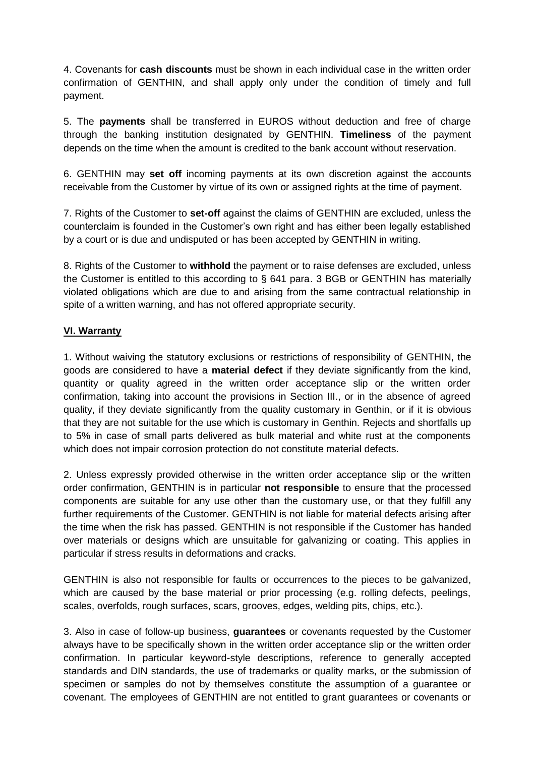4. Covenants for **cash discounts** must be shown in each individual case in the written order confirmation of GENTHIN, and shall apply only under the condition of timely and full payment.

5. The **payments** shall be transferred in EUROS without deduction and free of charge through the banking institution designated by GENTHIN. **Timeliness** of the payment depends on the time when the amount is credited to the bank account without reservation.

6. GENTHIN may **set off** incoming payments at its own discretion against the accounts receivable from the Customer by virtue of its own or assigned rights at the time of payment.

7. Rights of the Customer to **set-off** against the claims of GENTHIN are excluded, unless the counterclaim is founded in the Customer's own right and has either been legally established by a court or is due and undisputed or has been accepted by GENTHIN in writing.

8. Rights of the Customer to **withhold** the payment or to raise defenses are excluded, unless the Customer is entitled to this according to § 641 para. 3 BGB or GENTHIN has materially violated obligations which are due to and arising from the same contractual relationship in spite of a written warning, and has not offered appropriate security.

## VI. Warranty

1. Without waiving the statutory exclusions or restrictions of responsibility of GENTHIN, the goods are considered to have a **material defect** if they deviate significantly from the kind, quantity or quality agreed in the written order acceptance slip or the written order confirmation, taking into account the provisions in Section III., or in the absence of agreed quality, if they deviate significantly from the quality customary in Genthin, or if it is obvious that they are not suitable for the use which is customary in Genthin. Rejects and shortfalls up to 5% in case of small parts delivered as bulk material and white rust at the components which does not impair corrosion protection do not constitute material defects.

2. Unless expressly provided otherwise in the written order acceptance slip or the written order confirmation, GENTHIN is in particular **not responsible** to ensure that the processed components are suitable for any use other than the customary use, or that they fulfill any further requirements of the Customer. GENTHIN is not liable for material defects arising after the time when the risk has passed. GENTHIN is not responsible if the Customer has handed over materials or designs which are unsuitable for galvanizing or coating. This applies in particular if stress results in deformations and cracks.

GENTHIN is also not responsible for faults or occurrences to the pieces to be galvanized, which are caused by the base material or prior processing (e.g. rolling defects, peelings, scales, overfolds, rough surfaces, scars, grooves, edges, welding pits, chips, etc.).

3. Also in case of follow-up business, **guarantees** or covenants requested by the Customer always have to be specifically shown in the written order acceptance slip or the written order confirmation. In particular keyword-style descriptions, reference to generally accepted standards and DIN standards, the use of trademarks or quality marks, or the submission of specimen or samples do not by themselves constitute the assumption of a guarantee or covenant. The employees of GENTHIN are not entitled to grant guarantees or covenants or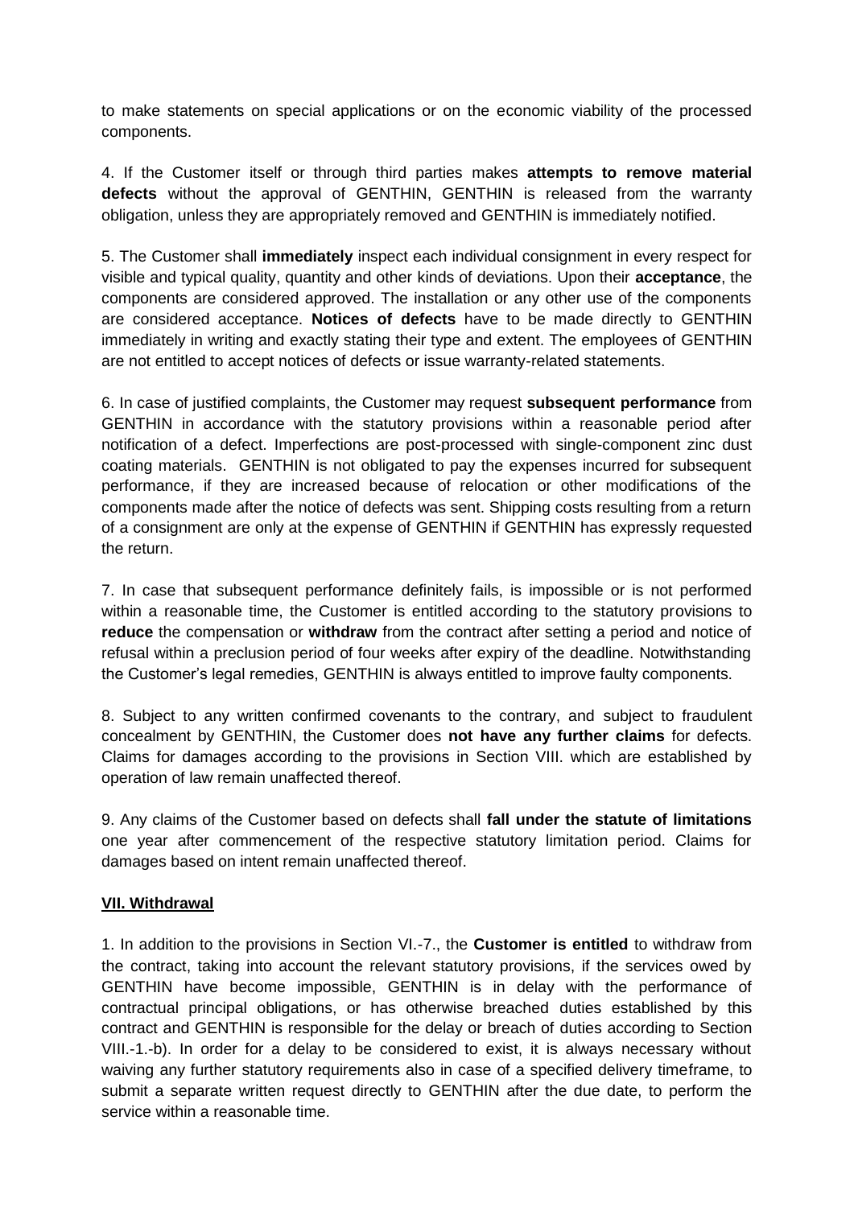to make statements on special applications or on the economic viability of the processed components.

4. If the Customer itself or through third parties makes **attempts to remove material defects** without the approval of GENTHIN, GENTHIN is released from the warranty obligation, unless they are appropriately removed and GENTHIN is immediately notified.

5. The Customer shall **immediately** inspect each individual consignment in every respect for visible and typical quality, quantity and other kinds of deviations. Upon their **acceptance**, the components are considered approved. The installation or any other use of the components are considered acceptance. **Notices of defects** have to be made directly to GENTHIN immediately in writing and exactly stating their type and extent. The employees of GENTHIN are not entitled to accept notices of defects or issue warranty-related statements.

6. In case of justified complaints, the Customer may request **subsequent performance** from GENTHIN in accordance with the statutory provisions within a reasonable period after notification of a defect. Imperfections are post-processed with single-component zinc dust coating materials. GENTHIN is not obligated to pay the expenses incurred for subsequent performance, if they are increased because of relocation or other modifications of the components made after the notice of defects was sent. Shipping costs resulting from a return of a consignment are only at the expense of GENTHIN if GENTHIN has expressly requested the return.

7. In case that subsequent performance definitely fails, is impossible or is not performed within a reasonable time, the Customer is entitled according to the statutory provisions to **reduce** the compensation or **withdraw** from the contract after setting a period and notice of refusal within a preclusion period of four weeks after expiry of the deadline. Notwithstanding the Customer's legal remedies, GENTHIN is always entitled to improve faulty components.

8. Subject to any written confirmed covenants to the contrary, and subject to fraudulent concealment by GENTHIN, the Customer does **not have any further claims** for defects. Claims for damages according to the provisions in Section VIII. which are established by operation of law remain unaffected thereof.

9. Any claims of the Customer based on defects shall **fall under the statute of limitations** one year after commencement of the respective statutory limitation period. Claims for damages based on intent remain unaffected thereof.

## VII. Withdrawal

1. In addition to the provisions in Section VI.-7., the **Customer is entitled** to withdraw from the contract, taking into account the relevant statutory provisions, if the services owed by GENTHIN have become impossible, GENTHIN is in delay with the performance of contractual principal obligations, or has otherwise breached duties established by this contract and GENTHIN is responsible for the delay or breach of duties according to Section VIII.-1.-b). In order for a delay to be considered to exist, it is always necessary without waiving any further statutory requirements also in case of a specified delivery timeframe, to submit a separate written request directly to GENTHIN after the due date, to perform the service within a reasonable time.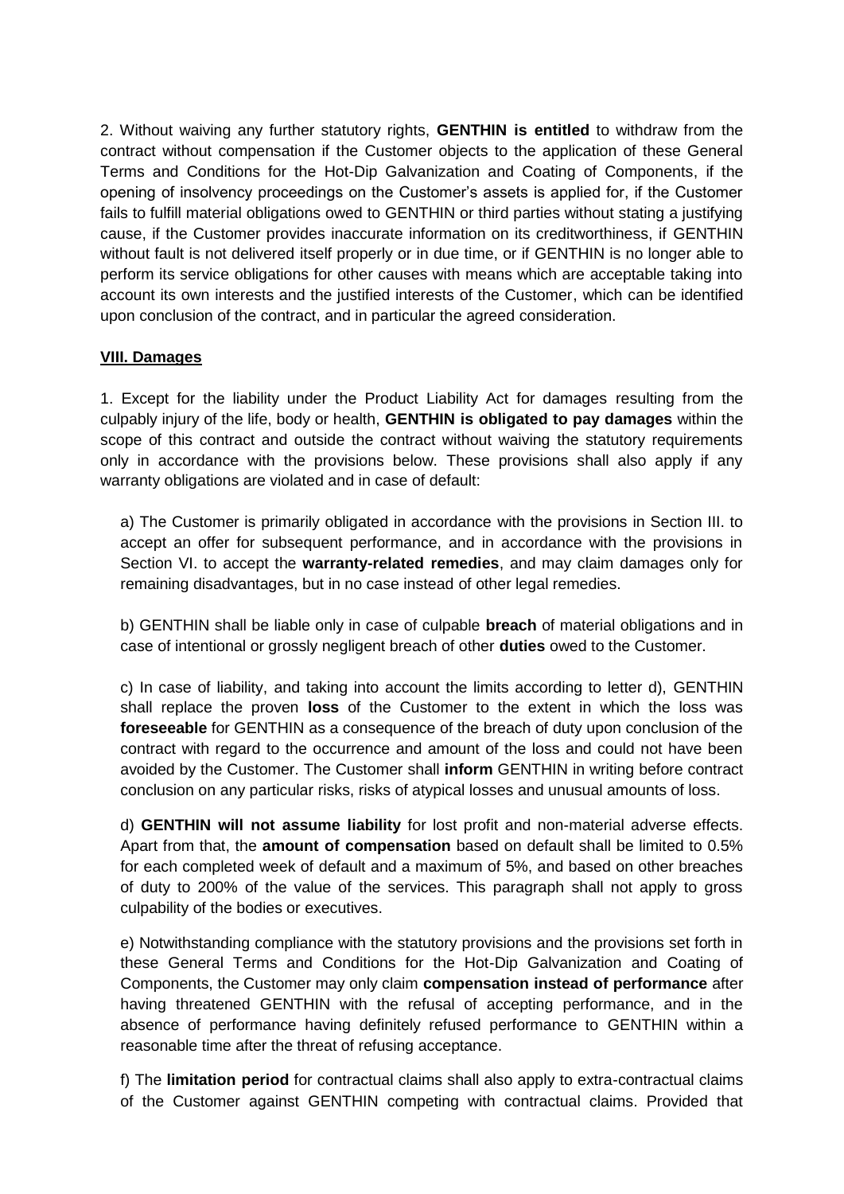2. Without waiving any further statutory rights, **GENTHIN is entitled** to withdraw from the contract without compensation if the Customer objects to the application of these General Terms and Conditions for the Hot-Dip Galvanization and Coating of Components, if the opening of insolvency proceedings on the Customer's assets is applied for, if the Customer fails to fulfill material obligations owed to GENTHIN or third parties without stating a justifying cause, if the Customer provides inaccurate information on its creditworthiness, if GENTHIN without fault is not delivered itself properly or in due time, or if GENTHIN is no longer able to perform its service obligations for other causes with means which are acceptable taking into account its own interests and the justified interests of the Customer, which can be identified upon conclusion of the contract, and in particular the agreed consideration.

## VIII. Damages

1. Except for the liability under the Product Liability Act for damages resulting from the culpably injury of the life, body or health, **GENTHIN is obligated to pay damages** within the scope of this contract and outside the contract without waiving the statutory requirements only in accordance with the provisions below. These provisions shall also apply if any warranty obligations are violated and in case of default:

a) The Customer is primarily obligated in accordance with the provisions in Section III. to accept an offer for subsequent performance, and in accordance with the provisions in Section VI. to accept the **warranty-related remedies**, and may claim damages only for remaining disadvantages, but in no case instead of other legal remedies.

b) GENTHIN shall be liable only in case of culpable **breach** of material obligations and in case of intentional or grossly negligent breach of other **duties** owed to the Customer.

c) In case of liability, and taking into account the limits according to letter d), GENTHIN shall replace the proven **loss** of the Customer to the extent in which the loss was **foreseeable** for GENTHIN as a consequence of the breach of duty upon conclusion of the contract with regard to the occurrence and amount of the loss and could not have been avoided by the Customer. The Customer shall **inform** GENTHIN in writing before contract conclusion on any particular risks, risks of atypical losses and unusual amounts of loss.

d) **GENTHIN will not assume liability** for lost profit and non-material adverse effects. Apart from that, the **amount of compensation** based on default shall be limited to 0.5% for each completed week of default and a maximum of 5%, and based on other breaches of duty to 200% of the value of the services. This paragraph shall not apply to gross culpability of the bodies or executives.

e) Notwithstanding compliance with the statutory provisions and the provisions set forth in these General Terms and Conditions for the Hot-Dip Galvanization and Coating of Components, the Customer may only claim **compensation instead of performance** after having threatened GENTHIN with the refusal of accepting performance, and in the absence of performance having definitely refused performance to GENTHIN within a reasonable time after the threat of refusing acceptance.

f) The **limitation period** for contractual claims shall also apply to extra-contractual claims of the Customer against GENTHIN competing with contractual claims. Provided that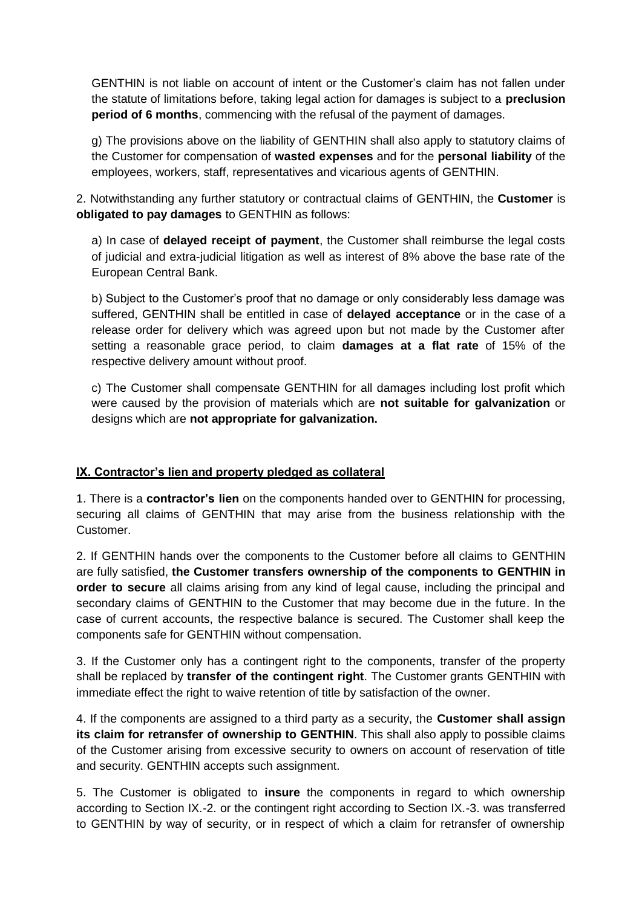GENTHIN is not liable on account of intent or the Customer's claim has not fallen under the statute of limitations before, taking legal action for damages is subject to a **preclusion period of 6 months**, commencing with the refusal of the payment of damages.

g) The provisions above on the liability of GENTHIN shall also apply to statutory claims of the Customer for compensation of **wasted expenses** and for the **personal liability** of the employees, workers, staff, representatives and vicarious agents of GENTHIN.

2. Notwithstanding any further statutory or contractual claims of GENTHIN, the **Customer** is **obligated to pay damages** to GENTHIN as follows:

a) In case of **delayed receipt of payment**, the Customer shall reimburse the legal costs of judicial and extra-judicial litigation as well as interest of 8% above the base rate of the European Central Bank.

b) Subject to the Customer's proof that no damage or only considerably less damage was suffered, GENTHIN shall be entitled in case of **delayed acceptance** or in the case of a release order for delivery which was agreed upon but not made by the Customer after setting a reasonable grace period, to claim **damages at a flat rate** of 15% of the respective delivery amount without proof.

c) The Customer shall compensate GENTHIN for all damages including lost profit which were caused by the provision of materials which are **not suitable for galvanization** or designs which are **not appropriate for galvanization.**

## IX. Contractor's lien and property pledged as collateral

1. There is a **contractor's lien** on the components handed over to GENTHIN for processing, securing all claims of GENTHIN that may arise from the business relationship with the Customer.

2. If GENTHIN hands over the components to the Customer before all claims to GENTHIN are fully satisfied, **the Customer transfers ownership of the components to GENTHIN in order to secure** all claims arising from any kind of legal cause, including the principal and secondary claims of GENTHIN to the Customer that may become due in the future. In the case of current accounts, the respective balance is secured. The Customer shall keep the components safe for GENTHIN without compensation.

3. If the Customer only has a contingent right to the components, transfer of the property shall be replaced by **transfer of the contingent right**. The Customer grants GENTHIN with immediate effect the right to waive retention of title by satisfaction of the owner.

4. If the components are assigned to a third party as a security, the **Customer shall assign its claim for retransfer of ownership to GENTHIN**. This shall also apply to possible claims of the Customer arising from excessive security to owners on account of reservation of title and security. GENTHIN accepts such assignment.

5. The Customer is obligated to **insure** the components in regard to which ownership according to Section IX.-2. or the contingent right according to Section IX.-3. was transferred to GENTHIN by way of security, or in respect of which a claim for retransfer of ownership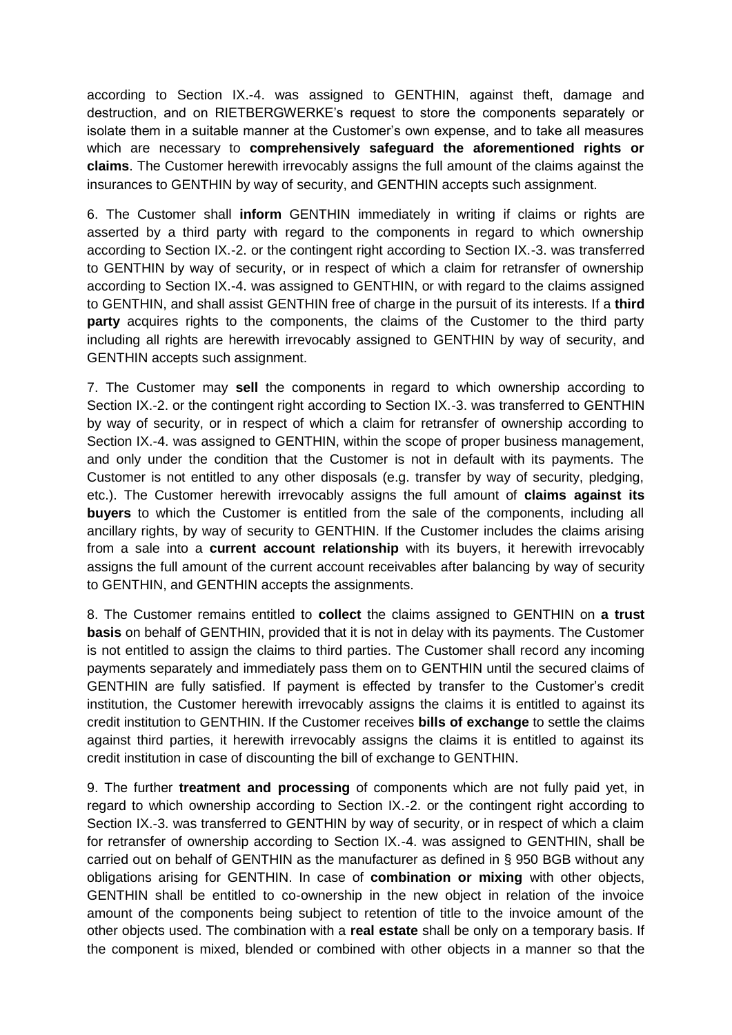according to Section IX.-4. was assigned to GENTHIN, against theft, damage and destruction, and on RIETBERGWERKE's request to store the components separately or isolate them in a suitable manner at the Customer's own expense, and to take all measures which are necessary to **comprehensively safeguard the aforementioned rights or claims**. The Customer herewith irrevocably assigns the full amount of the claims against the insurances to GENTHIN by way of security, and GENTHIN accepts such assignment.

6. The Customer shall **inform** GENTHIN immediately in writing if claims or rights are asserted by a third party with regard to the components in regard to which ownership according to Section IX.-2. or the contingent right according to Section IX.-3. was transferred to GENTHIN by way of security, or in respect of which a claim for retransfer of ownership according to Section IX.-4. was assigned to GENTHIN, or with regard to the claims assigned to GENTHIN, and shall assist GENTHIN free of charge in the pursuit of its interests. If a **third party** acquires rights to the components, the claims of the Customer to the third party including all rights are herewith irrevocably assigned to GENTHIN by way of security, and GENTHIN accepts such assignment.

7. The Customer may **sell** the components in regard to which ownership according to Section IX.-2. or the contingent right according to Section IX.-3. was transferred to GENTHIN by way of security, or in respect of which a claim for retransfer of ownership according to Section IX.-4. was assigned to GENTHIN, within the scope of proper business management, and only under the condition that the Customer is not in default with its payments. The Customer is not entitled to any other disposals (e.g. transfer by way of security, pledging, etc.). The Customer herewith irrevocably assigns the full amount of **claims against its buyers** to which the Customer is entitled from the sale of the components, including all ancillary rights, by way of security to GENTHIN. If the Customer includes the claims arising from a sale into a **current account relationship** with its buyers, it herewith irrevocably assigns the full amount of the current account receivables after balancing by way of security to GENTHIN, and GENTHIN accepts the assignments.

8. The Customer remains entitled to **collect** the claims assigned to GENTHIN on **a trust basis** on behalf of GENTHIN, provided that it is not in delay with its payments. The Customer is not entitled to assign the claims to third parties. The Customer shall record any incoming payments separately and immediately pass them on to GENTHIN until the secured claims of GENTHIN are fully satisfied. If payment is effected by transfer to the Customer's credit institution, the Customer herewith irrevocably assigns the claims it is entitled to against its credit institution to GENTHIN. If the Customer receives **bills of exchange** to settle the claims against third parties, it herewith irrevocably assigns the claims it is entitled to against its credit institution in case of discounting the bill of exchange to GENTHIN.

9. The further **treatment and processing** of components which are not fully paid yet, in regard to which ownership according to Section IX.-2. or the contingent right according to Section IX.-3. was transferred to GENTHIN by way of security, or in respect of which a claim for retransfer of ownership according to Section IX.-4. was assigned to GENTHIN, shall be carried out on behalf of GENTHIN as the manufacturer as defined in § 950 BGB without any obligations arising for GENTHIN. In case of **combination or mixing** with other objects, GENTHIN shall be entitled to co-ownership in the new object in relation of the invoice amount of the components being subject to retention of title to the invoice amount of the other objects used. The combination with a **real estate** shall be only on a temporary basis. If the component is mixed, blended or combined with other objects in a manner so that the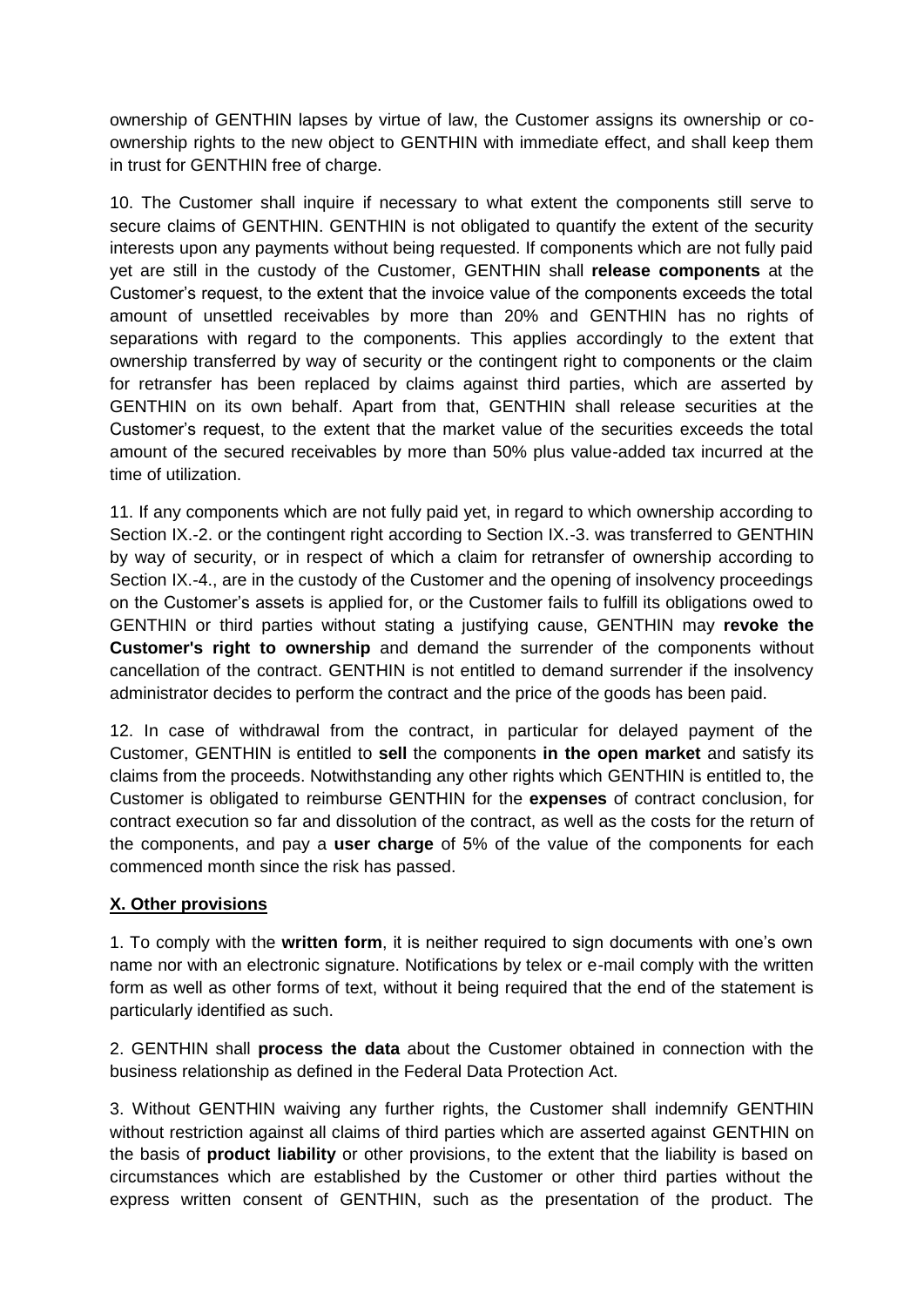ownership of GENTHIN lapses by virtue of law, the Customer assigns its ownership or co-ownership rights to the new object to GENTHIN with immediate effect, and shall keep them in trust for GENTHIN free of charge.

10. The Customer shall inquire if necessary to what extent the components still serve to secure claims of GENTHIN. GENTHIN is not obligated to quantify the extent of the security interests upon any payments without being requested. If components which are not fully paid yet are still in the custody of the Customer, GENTHIN shall **release components** at the Customer's request, to the extent that the invoice value of the components exceeds the total amount of unsettled receivables by more than 20% and GENTHIN has no rights of separations with regard to the components. This applies accordingly to the extent that ownership transferred by way of security or the contingent right to components or the claim for retransfer has been replaced by claims against third parties, which are asserted by GENTHIN on its own behalf. Apart from that, GENTHIN shall release securities at the Customer's request, to the extent that the market value of the securities exceeds the total amount of the secured receivables by more than 50% plus value-added tax incurred at the time of utilization.

11. If any components which are not fully paid yet, in regard to which ownership according to Section IX.-2. or the contingent right according to Section IX.-3. was transferred to GENTHIN by way of security, or in respect of which a claim for retransfer of ownership according to Section IX.-4., are in the custody of the Customer and the opening of insolvency proceedings on the Customer's assets is applied for, or the Customer fails to fulfill its obligations owed to GENTHIN or third parties without stating a justifying cause, GENTHIN may **revoke the Customer's right to ownership** and demand the surrender of the components without cancellation of the contract. GENTHIN is not entitled to demand surrender if the insolvency administrator decides to perform the contract and the price of the goods has been paid.

12. In case of withdrawal from the contract, in particular for delayed payment of the Customer, GENTHIN is entitled to **sell** the components **in the open market** and satisfy its claims from the proceeds. Notwithstanding any other rights which GENTHIN is entitled to, the Customer is obligated to reimburse GENTHIN for the **expenses** of contract conclusion, for contract execution so far and dissolution of the contract, as well as the costs for the return of the components, and pay a **user charge** of 5% of the value of the components for each commenced month since the risk has passed.

## X. Other provisions

1. To comply with the **written form**, it is neither required to sign documents with one's own name nor with an electronic signature. Notifications by telex or e-mail comply with the written form as well as other forms of text, without it being required that the end of the statement is particularly identified as such.

2. GENTHIN shall **process the data** about the Customer obtained in connection with the business relationship as defined in the Federal Data Protection Act.

3. Without GENTHIN waiving any further rights, the Customer shall indemnify GENTHIN without restriction against all claims of third parties which are asserted against GENTHIN on the basis of **product liability** or other provisions, to the extent that the liability is based on circumstances which are established by the Customer or other third parties without the express written consent of GENTHIN, such as the presentation of the product. The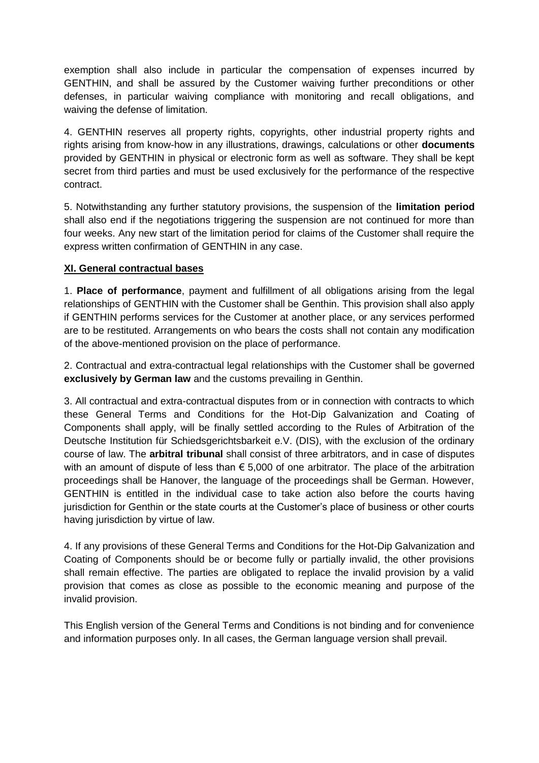exemption shall also include in particular the compensation of expenses incurred by GENTHIN, and shall be assured by the Customer waiving further preconditions or other defenses, in particular waiving compliance with monitoring and recall obligations, and waiving the defense of limitation.

4. GENTHIN reserves all property rights, copyrights, other industrial property rights and rights arising from know-how in any illustrations, drawings, calculations or other **documents** provided by GENTHIN in physical or electronic form as well as software. They shall be kept secret from third parties and must be used exclusively for the performance of the respective contract.

5. Notwithstanding any further statutory provisions, the suspension of the **limitation period** shall also end if the negotiations triggering the suspension are not continued for more than four weeks. Any new start of the limitation period for claims of the Customer shall require the express written confirmation of GENTHIN in any case.

## XI. General contractual bases

1. **Place of performance**, payment and fulfillment of all obligations arising from the legal relationships of GENTHIN with the Customer shall be Genthin. This provision shall also apply if GENTHIN performs services for the Customer at another place, or any services performed are to be restituted. Arrangements on who bears the costs shall not contain any modification of the above-mentioned provision on the place of performance.

2. Contractual and extra-contractual legal relationships with the Customer shall be governed **exclusively by German law** and the customs prevailing in Genthin.

3. All contractual and extra-contractual disputes from or in connection with contracts to which these General Terms and Conditions for the Hot-Dip Galvanization and Coating of Components shall apply, will be finally settled according to the Rules of Arbitration of the Deutsche Institution für Schiedsgerichtsbarkeit e.V. (DIS), with the exclusion of the ordinary course of law. The **arbitral tribunal** shall consist of three arbitrators, and in case of disputes with an amount of dispute of less than € 5,000 of one arbitrator. The place of the arbitration proceedings shall be Hanover, the language of the proceedings shall be German. However, GENTHIN is entitled in the individual case to take action also before the courts having jurisdiction for Genthin or the state courts at the Customer's place of business or other courts having jurisdiction by virtue of law.

4. If any provisions of these General Terms and Conditions for the Hot-Dip Galvanization and Coating of Components should be or become fully or partially invalid, the other provisions shall remain effective. The parties are obligated to replace the invalid provision by a valid provision that comes as close as possible to the economic meaning and purpose of the invalid provision.

This English version of the General Terms and Conditions is not binding and for convenience and information purposes only. In all cases, the German language version shall prevail.